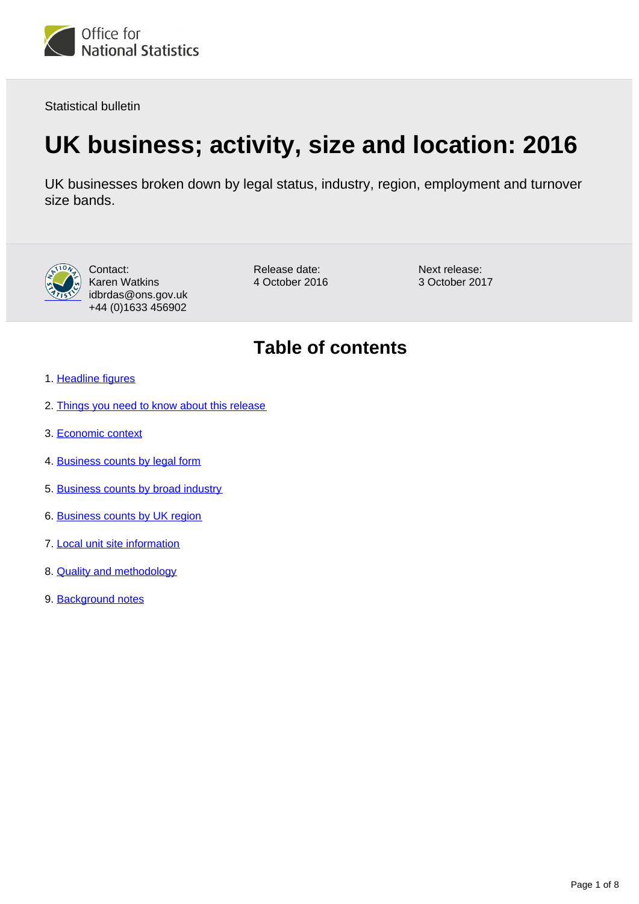Office for National Statistics

Statistical bulletin

# UK business; activity, size and location: 2016

UK businesses broken down by legal status, industry, region, employment and turnover size bands.

Contact:
Karen Watkins
idbrdas@ons.gov.uk
+44 (0)1633 456902

Release date:
4 October 2016

Next release:
3 October 2017

## Table of contents

1. Headline figures
2. Things you need to know about this release
3. Economic context
4. Business counts by legal form
5. Business counts by broad industry
6. Business counts by UK region
7. Local unit site information
8. Quality and methodology
9. Background notes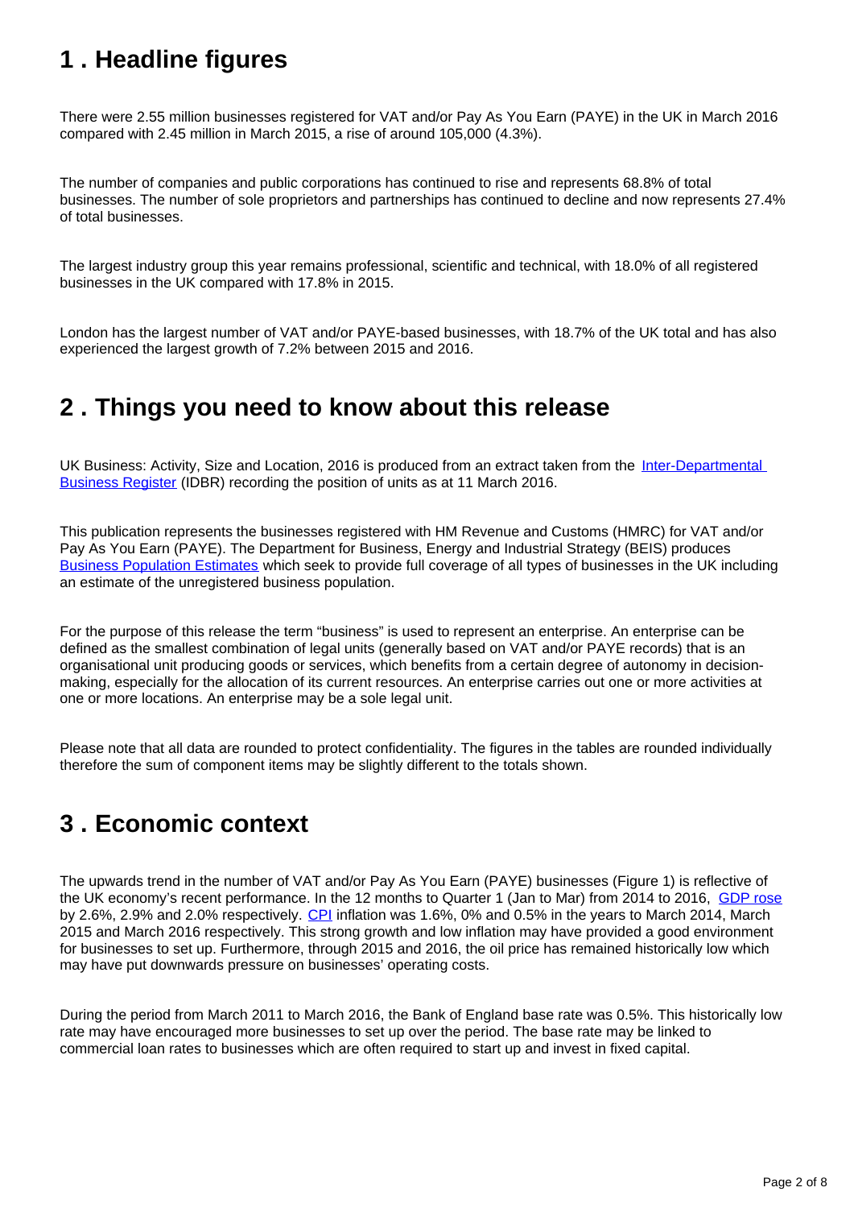## 1 . Headline figures

There were 2.55 million businesses registered for VAT and/or Pay As You Earn (PAYE) in the UK in March 2016 compared with 2.45 million in March 2015, a rise of around 105,000 (4.3%).

The number of companies and public corporations has continued to rise and represents 68.8% of total businesses. The number of sole proprietors and partnerships has continued to decline and now represents 27.4% of total businesses.

The largest industry group this year remains professional, scientific and technical, with 18.0% of all registered businesses in the UK compared with 17.8% in 2015.

London has the largest number of VAT and/or PAYE-based businesses, with 18.7% of the UK total and has also experienced the largest growth of 7.2% between 2015 and 2016.

## 2 . Things you need to know about this release

UK Business: Activity, Size and Location, 2016 is produced from an extract taken from the Inter-Departmental Business Register (IDBR) recording the position of units as at 11 March 2016.

This publication represents the businesses registered with HM Revenue and Customs (HMRC) for VAT and/or Pay As You Earn (PAYE). The Department for Business, Energy and Industrial Strategy (BEIS) produces Business Population Estimates which seek to provide full coverage of all types of businesses in the UK including an estimate of the unregistered business population.

For the purpose of this release the term “business” is used to represent an enterprise. An enterprise can be defined as the smallest combination of legal units (generally based on VAT and/or PAYE records) that is an organisational unit producing goods or services, which benefits from a certain degree of autonomy in decision-making, especially for the allocation of its current resources. An enterprise carries out one or more activities at one or more locations. An enterprise may be a sole legal unit.

Please note that all data are rounded to protect confidentiality. The figures in the tables are rounded individually therefore the sum of component items may be slightly different to the totals shown.

## 3 . Economic context

The upwards trend in the number of VAT and/or Pay As You Earn (PAYE) businesses (Figure 1) is reflective of the UK economy’s recent performance. In the 12 months to Quarter 1 (Jan to Mar) from 2014 to 2016, GDP rose by 2.6%, 2.9% and 2.0% respectively. CPI inflation was 1.6%, 0% and 0.5% in the years to March 2014, March 2015 and March 2016 respectively. This strong growth and low inflation may have provided a good environment for businesses to set up. Furthermore, through 2015 and 2016, the oil price has remained historically low which may have put downwards pressure on businesses’ operating costs.

During the period from March 2011 to March 2016, the Bank of England base rate was 0.5%. This historically low rate may have encouraged more businesses to set up over the period. The base rate may be linked to commercial loan rates to businesses which are often required to start up and invest in fixed capital.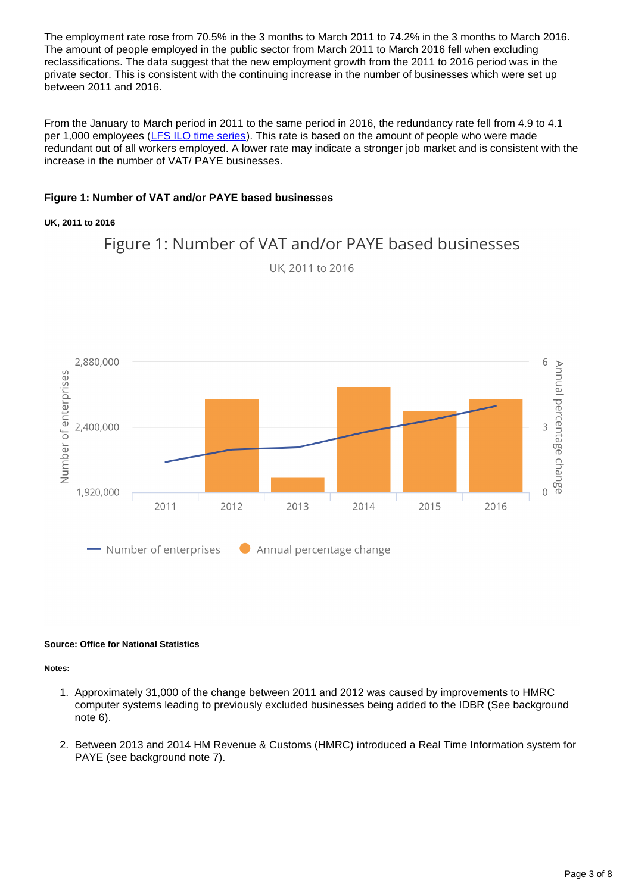The employment rate rose from 70.5% in the 3 months to March 2011 to 74.2% in the 3 months to March 2016. The amount of people employed in the public sector from March 2011 to March 2016 fell when excluding reclassifications. The data suggest that the new employment growth from the 2011 to 2016 period was in the private sector. This is consistent with the continuing increase in the number of businesses which were set up between 2011 and 2016.

From the January to March period in 2011 to the same period in 2016, the redundancy rate fell from 4.9 to 4.1 per 1,000 employees (LFS ILO time series). This rate is based on the amount of people who were made redundant out of all workers employed. A lower rate may indicate a stronger job market and is consistent with the increase in the number of VAT/ PAYE businesses.

**Figure 1: Number of VAT and/or PAYE based businesses**

**UK, 2011 to 2016**

Figure 1: Number of VAT and/or PAYE based businesses

UK, 2011 to 2016

Number of enterprises

2,880,000

2,400,000

1,920,000

Annual percentage change

6

3

0

2011 2012 2013 2014 2015 2016

Number of enterprises

Annual percentage change

**Source: Office for National Statistics**

**Notes:**

1. Approximately 31,000 of the change between 2011 and 2012 was caused by improvements to HMRC computer systems leading to previously excluded businesses being added to the IDBR (See background note 6).

2. Between 2013 and 2014 HM Revenue & Customs (HMRC) introduced a Real Time Information system for PAYE (see background note 7).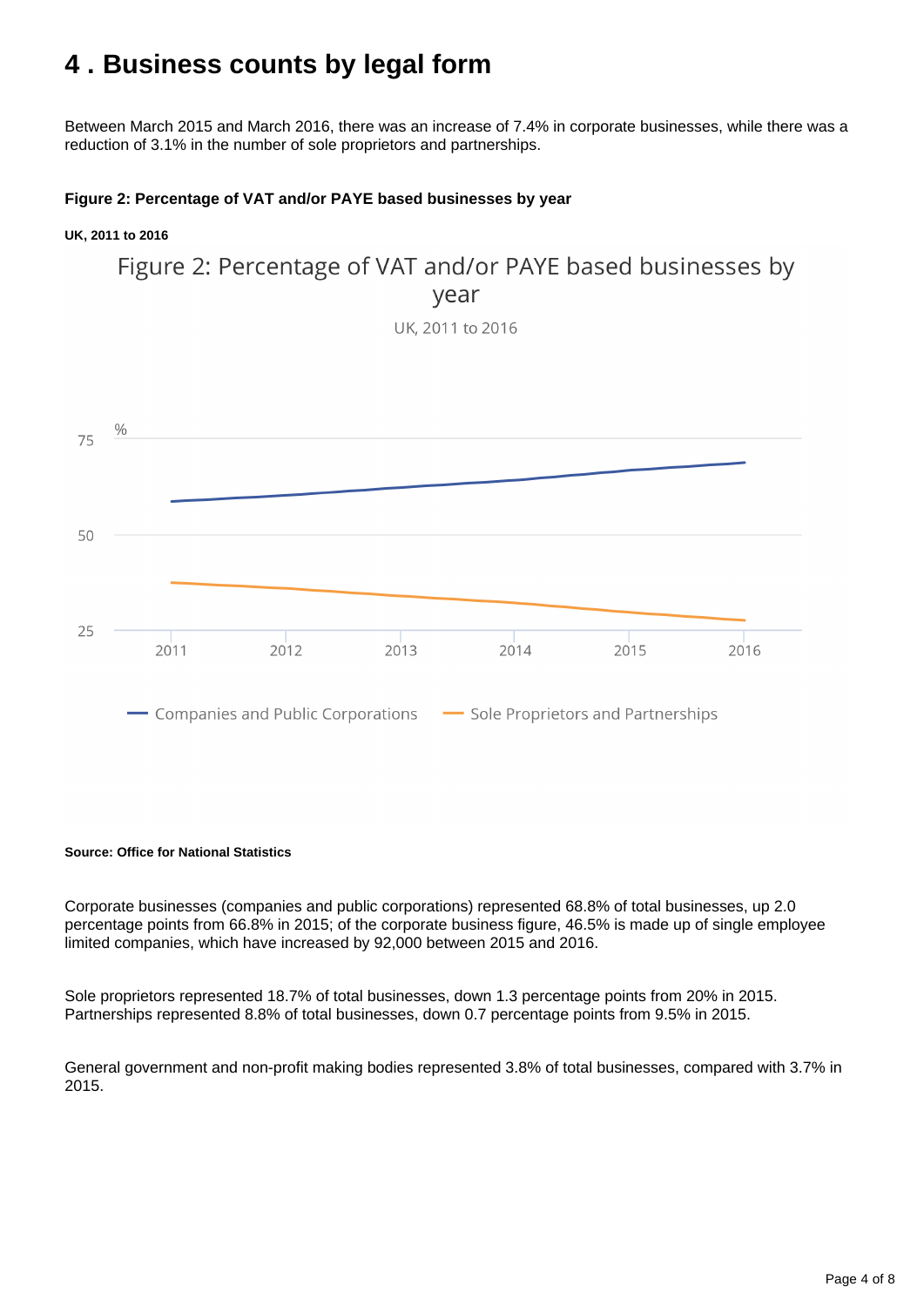# 4 . Business counts by legal form

Between March 2015 and March 2016, there was an increase of 7.4% in corporate businesses, while there was a reduction of 3.1% in the number of sole proprietors and partnerships.

**Figure 2: Percentage of VAT and/or PAYE based businesses by year**

**UK, 2011 to 2016**

Figure 2: Percentage of VAT and/or PAYE based businesses by year

UK, 2011 to 2016

%

75

50

25

2011
2012
2013
2014
2015
2016

Companies and Public Corporations
Sole Proprietors and Partnerships

**Source: Office for National Statistics**

Corporate businesses (companies and public corporations) represented 68.8% of total businesses, up 2.0 percentage points from 66.8% in 2015; of the corporate business figure, 46.5% is made up of single employee limited companies, which have increased by 92,000 between 2015 and 2016.

Sole proprietors represented 18.7% of total businesses, down 1.3 percentage points from 20% in 2015. Partnerships represented 8.8% of total businesses, down 0.7 percentage points from 9.5% in 2015.

General government and non-profit making bodies represented 3.8% of total businesses, compared with 3.7% in 2015.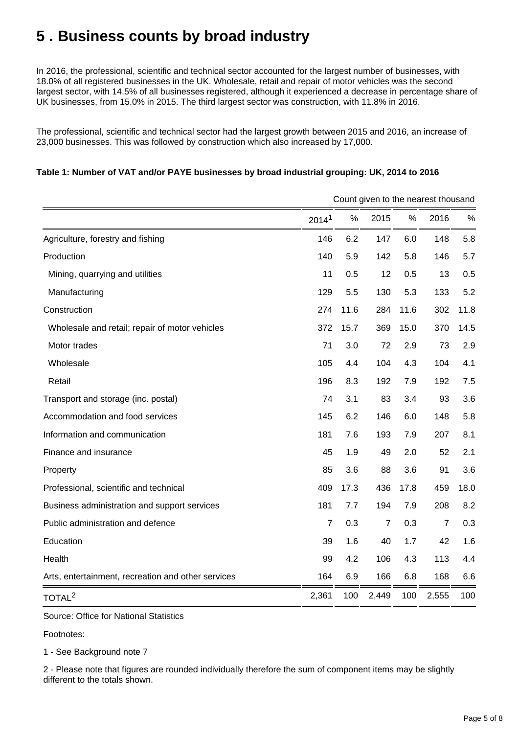# 5 . Business counts by broad industry

In 2016, the professional, scientific and technical sector accounted for the largest number of businesses, with 18.0% of all registered businesses in the UK. Wholesale, retail and repair of motor vehicles was the second largest sector, with 14.5% of all businesses registered, although it experienced a decrease in percentage share of UK businesses, from 15.0% in 2015. The third largest sector was construction, with 11.8% in 2016.

The professional, scientific and technical sector had the largest growth between 2015 and 2016, an increase of 23,000 businesses. This was followed by construction which also increased by 17,000.

**Table 1: Number of VAT and/or PAYE businesses by broad industrial grouping: UK, 2014 to 2016**

Count given to the nearest thousand

| | 2014[1] | % | 2015 | % | 2016 | % |
|---|---|---|---|---|---|---|
| Agriculture, forestry and fishing | 146 | 6.2 | 147 | 6.0 | 148 | 5.8 |
| Production | 140 | 5.9 | 142 | 5.8 | 146 | 5.7 |
| Mining, quarrying and utilities | 11 | 0.5 | 12 | 0.5 | 13 | 0.5 |
| Manufacturing | 129 | 5.5 | 130 | 5.3 | 133 | 5.2 |
| Construction | 274 | 11.6 | 284 | 11.6 | 302 | 11.8 |
| Wholesale and retail; repair of motor vehicles | 372 | 15.7 | 369 | 15.0 | 370 | 14.5 |
| Motor trades | 71 | 3.0 | 72 | 2.9 | 73 | 2.9 |
| Wholesale | 105 | 4.4 | 104 | 4.3 | 104 | 4.1 |
| Retail | 196 | 8.3 | 192 | 7.9 | 192 | 7.5 |
| Transport and storage (inc. postal) | 74 | 3.1 | 83 | 3.4 | 93 | 3.6 |
| Accommodation and food services | 145 | 6.2 | 146 | 6.0 | 148 | 5.8 |
| Information and communication | 181 | 7.6 | 193 | 7.9 | 207 | 8.1 |
| Finance and insurance | 45 | 1.9 | 49 | 2.0 | 52 | 2.1 |
| Property | 85 | 3.6 | 88 | 3.6 | 91 | 3.6 |
| Professional, scientific and technical | 409 | 17.3 | 436 | 17.8 | 459 | 18.0 |
| Business administration and support services | 181 | 7.7 | 194 | 7.9 | 208 | 8.2 |
| Public administration and defence | 7 | 0.3 | 7 | 0.3 | 7 | 0.3 |
| Education | 39 | 1.6 | 40 | 1.7 | 42 | 1.6 |
| Health | 99 | 4.2 | 106 | 4.3 | 113 | 4.4 |
| Arts, entertainment, recreation and other services | 164 | 6.9 | 166 | 6.8 | 168 | 6.6 |
| TOTAL[2] | 2,361 | 100 | 2,449 | 100 | 2,555 | 100 |

Source: Office for National Statistics

Footnotes:

1 - See Background note 7

2 - Please note that figures are rounded individually therefore the sum of component items may be slightly different to the totals shown.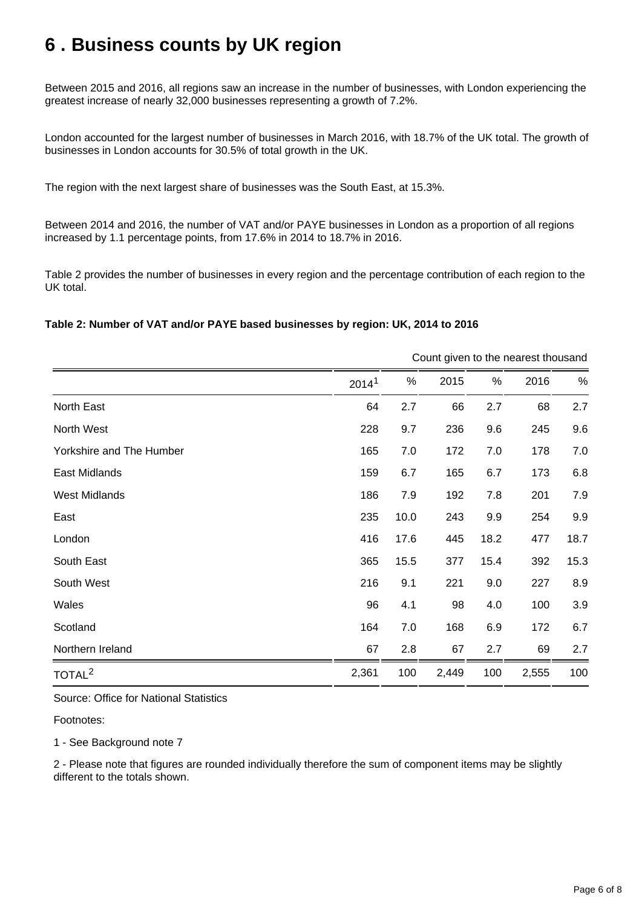# 6 . Business counts by UK region

Between 2015 and 2016, all regions saw an increase in the number of businesses, with London experiencing the greatest increase of nearly 32,000 businesses representing a growth of 7.2%.

London accounted for the largest number of businesses in March 2016, with 18.7% of the UK total. The growth of businesses in London accounts for 30.5% of total growth in the UK.

The region with the next largest share of businesses was the South East, at 15.3%.

Between 2014 and 2016, the number of VAT and/or PAYE businesses in London as a proportion of all regions increased by 1.1 percentage points, from 17.6% in 2014 to 18.7% in 2016.

Table 2 provides the number of businesses in every region and the percentage contribution of each region to the UK total.

**Table 2: Number of VAT and/or PAYE based businesses by region: UK, 2014 to 2016**

Count given to the nearest thousand

| | 2014[1] | % | 2015 | % | 2016 | % |
|---|---|---|---|---|---|---|
| North East | 64 | 2.7 | 66 | 2.7 | 68 | 2.7 |
| North West | 228 | 9.7 | 236 | 9.6 | 245 | 9.6 |
| Yorkshire and The Humber | 165 | 7.0 | 172 | 7.0 | 178 | 7.0 |
| East Midlands | 159 | 6.7 | 165 | 6.7 | 173 | 6.8 |
| West Midlands | 186 | 7.9 | 192 | 7.8 | 201 | 7.9 |
| East | 235 | 10.0 | 243 | 9.9 | 254 | 9.9 |
| London | 416 | 17.6 | 445 | 18.2 | 477 | 18.7 |
| South East | 365 | 15.5 | 377 | 15.4 | 392 | 15.3 |
| South West | 216 | 9.1 | 221 | 9.0 | 227 | 8.9 |
| Wales | 96 | 4.1 | 98 | 4.0 | 100 | 3.9 |
| Scotland | 164 | 7.0 | 168 | 6.9 | 172 | 6.7 |
| Northern Ireland | 67 | 2.8 | 67 | 2.7 | 69 | 2.7 |
| TOTAL[2] | 2,361 | 100 | 2,449 | 100 | 2,555 | 100 |

Source: Office for National Statistics

Footnotes:

1 - See Background note 7

2 - Please note that figures are rounded individually therefore the sum of component items may be slightly different to the totals shown.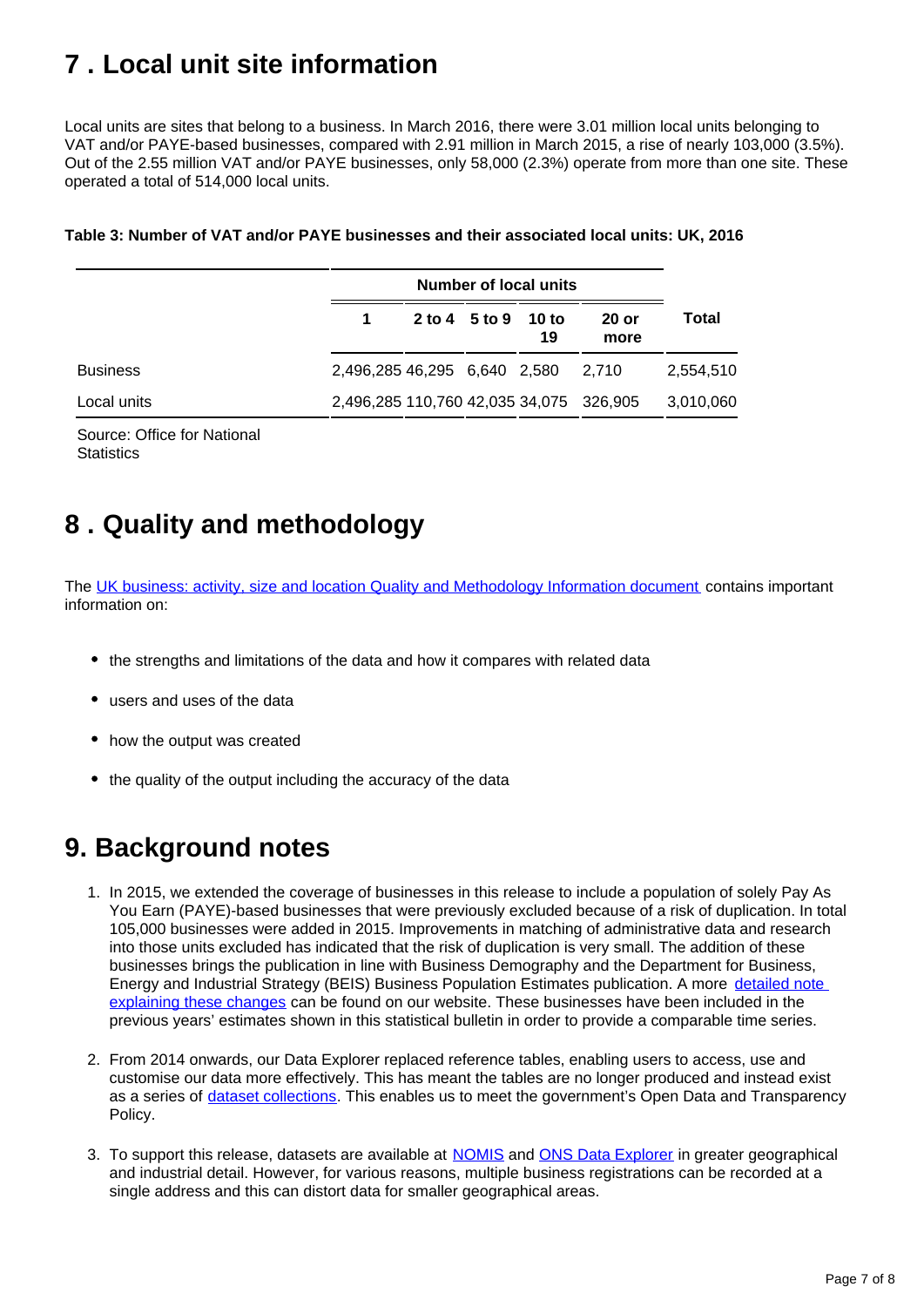## 7 . Local unit site information

Local units are sites that belong to a business. In March 2016, there were 3.01 million local units belonging to VAT and/or PAYE-based businesses, compared with 2.91 million in March 2015, a rise of nearly 103,000 (3.5%). Out of the 2.55 million VAT and/or PAYE businesses, only 58,000 (2.3%) operate from more than one site. These operated a total of 514,000 local units.

**Table 3: Number of VAT and/or PAYE businesses and their associated local units: UK, 2016**

| | Number of local units | | | | | |
|---|---|---|---|---|---|---|
| | **1** | **2 to 4** | **5 to 9** | **10 to 19** | **20 or more** | **Total** |
| Business | 2,496,285 | 46,295 | 6,640 | 2,580 | 2,710 | 2,554,510 |
| Local units | 2,496,285 | 110,760 | 42,035 | 34,075 | 326,905 | 3,010,060 |

Source: Office for National Statistics

## 8 . Quality and methodology

The UK business: activity, size and location Quality and Methodology Information document contains important information on:

- the strengths and limitations of the data and how it compares with related data
- users and uses of the data
- how the output was created
- the quality of the output including the accuracy of the data

## 9. Background notes

1. In 2015, we extended the coverage of businesses in this release to include a population of solely Pay As You Earn (PAYE)-based businesses that were previously excluded because of a risk of duplication. In total 105,000 businesses were added in 2015. Improvements in matching of administrative data and research into those units excluded has indicated that the risk of duplication is very small. The addition of these businesses brings the publication in line with Business Demography and the Department for Business, Energy and Industrial Strategy (BEIS) Business Population Estimates publication. A more detailed note explaining these changes can be found on our website. These businesses have been included in the previous years' estimates shown in this statistical bulletin in order to provide a comparable time series.

2. From 2014 onwards, our Data Explorer replaced reference tables, enabling users to access, use and customise our data more effectively. This has meant the tables are no longer produced and instead exist as a series of dataset collections. This enables us to meet the government's Open Data and Transparency Policy.

3. To support this release, datasets are available at NOMIS and ONS Data Explorer in greater geographical and industrial detail. However, for various reasons, multiple business registrations can be recorded at a single address and this can distort data for smaller geographical areas.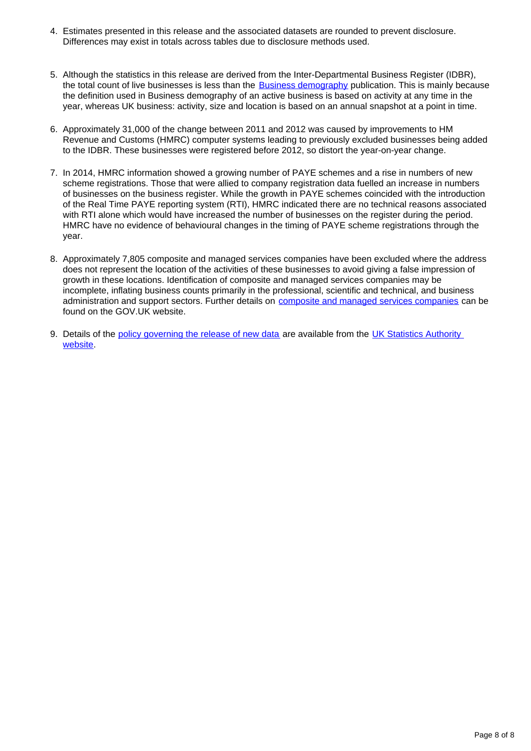4. Estimates presented in this release and the associated datasets are rounded to prevent disclosure. Differences may exist in totals across tables due to disclosure methods used.

5. Although the statistics in this release are derived from the Inter-Departmental Business Register (IDBR), the total count of live businesses is less than the Business demography publication. This is mainly because the definition used in Business demography of an active business is based on activity at any time in the year, whereas UK business: activity, size and location is based on an annual snapshot at a point in time.

6. Approximately 31,000 of the change between 2011 and 2012 was caused by improvements to HM Revenue and Customs (HMRC) computer systems leading to previously excluded businesses being added to the IDBR. These businesses were registered before 2012, so distort the year-on-year change.

7. In 2014, HMRC information showed a growing number of PAYE schemes and a rise in numbers of new scheme registrations. Those that were allied to company registration data fuelled an increase in numbers of businesses on the business register. While the growth in PAYE schemes coincided with the introduction of the Real Time PAYE reporting system (RTI), HMRC indicated there are no technical reasons associated with RTI alone which would have increased the number of businesses on the register during the period. HMRC have no evidence of behavioural changes in the timing of PAYE scheme registrations through the year.

8. Approximately 7,805 composite and managed services companies have been excluded where the address does not represent the location of the activities of these businesses to avoid giving a false impression of growth in these locations. Identification of composite and managed services companies may be incomplete, inflating business counts primarily in the professional, scientific and technical, and business administration and support sectors. Further details on composite and managed services companies can be found on the GOV.UK website.

9. Details of the policy governing the release of new data are available from the UK Statistics Authority website.